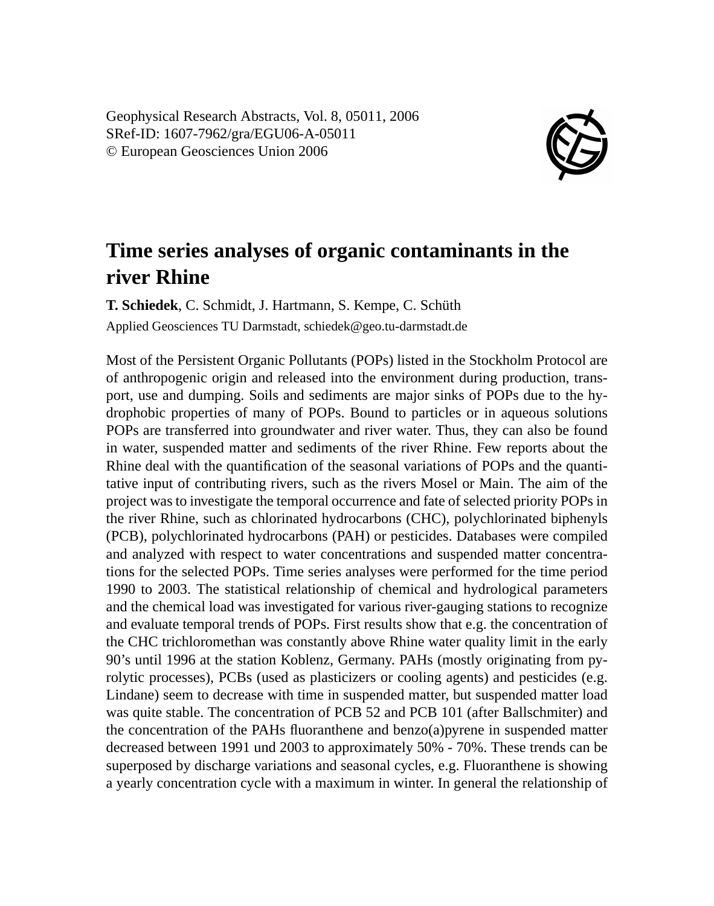Geophysical Research Abstracts, Vol. 8, 05011, 2006
SRef-ID: 1607-7962/gra/EGU06-A-05011
© European Geosciences Union 2006

# Time series analyses of organic contaminants in the river Rhine

**T. Schiedek**, C. Schmidt, J. Hartmann, S. Kempe, C. Schüth

Applied Geosciences TU Darmstadt, schiedek@geo.tu-darmstadt.de

Most of the Persistent Organic Pollutants (POPs) listed in the Stockholm Protocol are of anthropogenic origin and released into the environment during production, transport, use and dumping. Soils and sediments are major sinks of POPs due to the hydrophobic properties of many of POPs. Bound to particles or in aqueous solutions POPs are transferred into groundwater and river water. Thus, they can also be found in water, suspended matter and sediments of the river Rhine. Few reports about the Rhine deal with the quantification of the seasonal variations of POPs and the quantitative input of contributing rivers, such as the rivers Mosel or Main. The aim of the project was to investigate the temporal occurrence and fate of selected priority POPs in the river Rhine, such as chlorinated hydrocarbons (CHC), polychlorinated biphenyls (PCB), polychlorinated hydrocarbons (PAH) or pesticides. Databases were compiled and analyzed with respect to water concentrations and suspended matter concentrations for the selected POPs. Time series analyses were performed for the time period 1990 to 2003. The statistical relationship of chemical and hydrological parameters and the chemical load was investigated for various river-gauging stations to recognize and evaluate temporal trends of POPs. First results show that e.g. the concentration of the CHC trichloromethan was constantly above Rhine water quality limit in the early 90's until 1996 at the station Koblenz, Germany. PAHs (mostly originating from pyrolytic processes), PCBs (used as plasticizers or cooling agents) and pesticides (e.g. Lindane) seem to decrease with time in suspended matter, but suspended matter load was quite stable. The concentration of PCB 52 and PCB 101 (after Ballschmiter) and the concentration of the PAHs fluoranthene and benzo(a)pyrene in suspended matter decreased between 1991 und 2003 to approximately 50% - 70%. These trends can be superposed by discharge variations and seasonal cycles, e.g. Fluoranthene is showing a yearly concentration cycle with a maximum in winter. In general the relationship of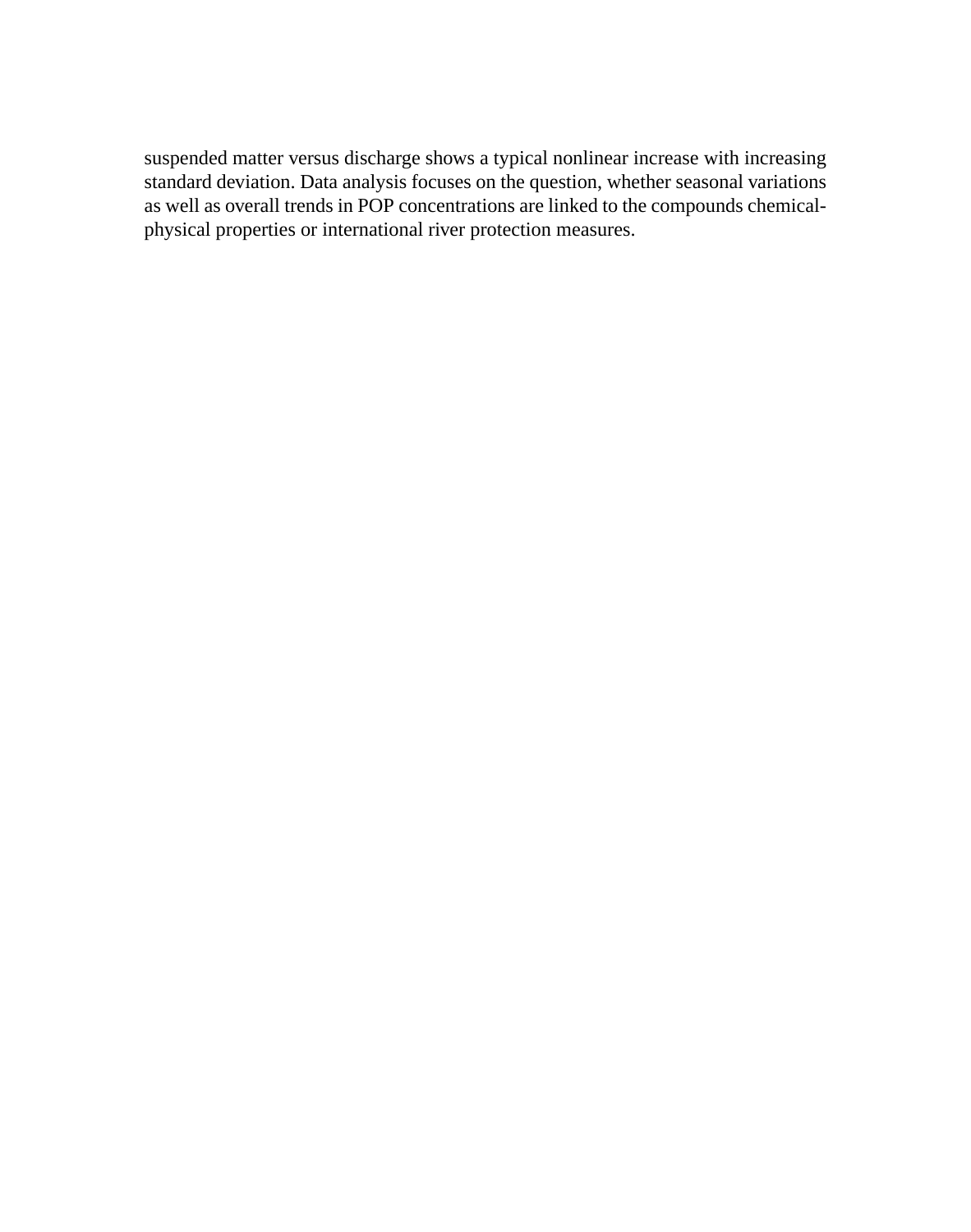suspended matter versus discharge shows a typical nonlinear increase with increasing standard deviation. Data analysis focuses on the question, whether seasonal variations as well as overall trends in POP concentrations are linked to the compounds chemical-physical properties or international river protection measures.